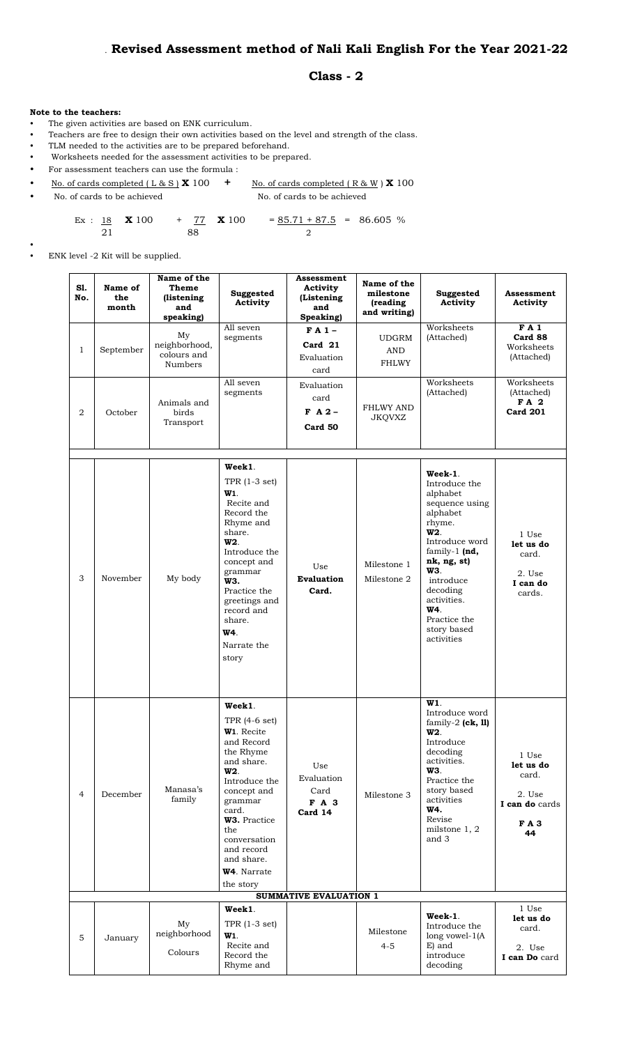# Revised Assessment method of Nali Kali English For the Year 2021-22

## Class - 2

**Note to the teachers:**

- The given activities are based on ENK curriculum.
- Teachers are free to design their own activities based on the level and strength of the class.
- TLM needed to the activities are to be prepared beforehand.
- Worksheets needed for the assessment activities to be prepared.
- For assessment teachers can use the formula :

$$\frac{\text{No. of cards completed ( L \& S )}}{\text{No. of cards to be achieved}} \times 100 + \frac{\text{No. of cards completed ( R \& W )}}{\text{No. of cards to be achieved}} \times 100$$

$$\text{Ex : } \frac{18}{21} \times 100 + \frac{77}{88} \times 100 = \frac{85.71 + 87.5}{2} = 86.605 \%$$

- ENK level -2 Kit will be supplied.

| Sl. No. | Name of the month | Name of the Theme (listening and speaking) | Suggested Activity | Assessment Activity (Listening and Speaking) | Name of the milestone (reading and writing) | Suggested Activity | Assessment Activity |
|---|---|---|---|---|---|---|---|
| 1 | September | My neighborhood, colours and Numbers | All seven segments | **F A 1 – Card 21** Evaluation card | UDGRM AND FHLWY | Worksheets (Attached) | **F A 1 Card 88** Worksheets (Attached) |
| 2 | October | Animals and birds Transport | All seven segments | Evaluation card **F A 2 – Card 50** | FHLWY AND JKQVXZ | Worksheets (Attached) | Worksheets (Attached) **F A 2 Card 201** |
| | | | | | | | |
| 3 | November | My body | **Week1**. TPR (1-3 set) **W1**. Recite and Record the Rhyme and share. **W2**. Introduce the concept and grammar **W3.** Practice the greetings and record and share. **W4**. Narrate the story | Use **Evaluation Card.** | Milestone 1 Milestone 2 | **Week-1**. Introduce the alphabet sequence using alphabet rhyme. **W2**. Introduce word family-1 **(nd, nk, ng, st)** **W3**. introduce decoding activities. **W4**. Practice the story based activities | 1 Use **let us do** card. 2. Use **I can do** cards. |
| 4 | December | Manasa's family | **Week1**. TPR (4-6 set) **W1**. Recite and Record the Rhyme and share. **W2**. Introduce the concept and grammar card. **W3.** Practice the conversation and record and share. **W4**. Narrate the story | Use Evaluation Card **F A 3 Card 14** | Milestone 3 | **W1**. Introduce word family-2 **(ck, ll)** **W2**. Introduce decoding activities. **W3**. Practice the story based activities **W4.** Revise milstone 1, 2 and 3 | 1 Use **let us do** card. 2. Use **I can do** cards **F A 3 44** |
| **SUMMATIVE EVALUATION 1** | | | | | | | |
| 5 | January | My neighborhood Colours | **Week1**. TPR (1-3 set) **W1**. Recite and Record the Rhyme and | | Milestone 4-5 | **Week-1**. Introduce the long vowel-1(A E) and introduce decoding | 1 Use **let us do** card. 2. Use **I can Do** card |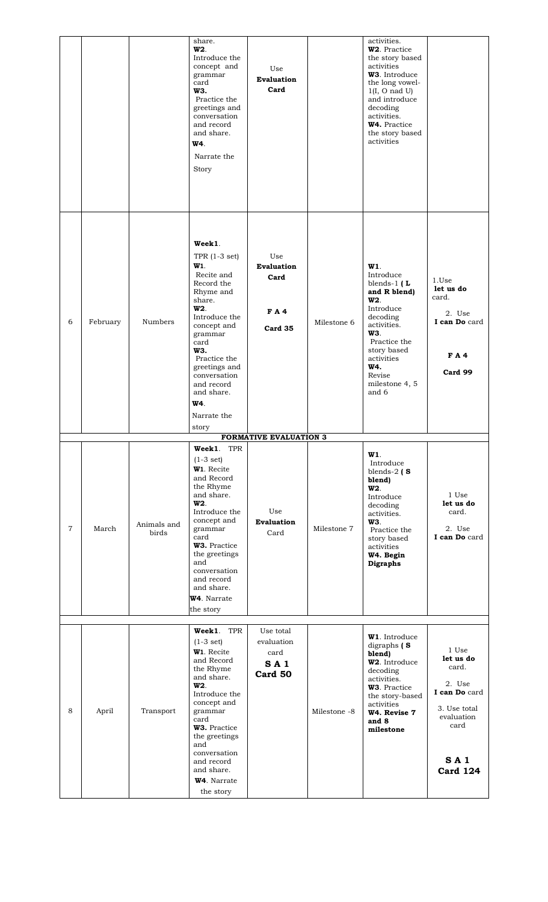| | | | | | | | |
|---|---|---|---|---|---|---|---|
| | | | share. **W2**. Introduce the concept and grammar card **W3.** Practice the greetings and conversation and record and share. **W4**. Narrate the Story | Use **Evaluation Card** | | activities. **W2**. Practice the story based activities **W3**. Introduce the long vowel-1(I, O nad U) and introduce decoding activities. **W4.** Practice the story based activities | |
| 6 | February | Numbers | **Week1**. TPR (1-3 set) **W1**. Recite and Record the Rhyme and share. **W2**. Introduce the concept and grammar card **W3.** Practice the greetings and conversation and record and share. **W4**. Narrate the story | Use **Evaluation Card** **F A 4** **Card 35** | Milestone 6 | **W1**. Introduce blends-1 **( L and R blend)** **W2**. Introduce decoding activities. **W3**. Practice the story based activities **W4.** Revise milestone 4, 5 and 6 | 1.Use **let us do** card. 2. Use **I can Do** card **F A 4** **Card 99** |
| | | | **FORMATIVE EVALUATION 3** | | | | |
| 7 | March | Animals and birds | **Week1**. TPR (1-3 set) **W1**. Recite and Record the Rhyme and share. **W2**. Introduce the concept and grammar card **W3.** Practice the greetings and conversation and record and share. **W4**. Narrate the story | Use **Evaluation** Card | Milestone 7 | **W1**. Introduce blends-2 **( S blend)** **W2**. Introduce decoding activities. **W3**. Practice the story based activities **W4. Begin Digraphs** | 1 Use **let us do** card. 2. Use **I can Do** card |
| 8 | April | Transport | **Week1**. TPR (1-3 set) **W1**. Recite and Record the Rhyme and share. **W2**. Introduce the concept and grammar card **W3.** Practice the greetings and conversation and record and share. **W4**. Narrate the story | Use total evaluation card **S A 1** **Card 50** | Milestone -8 | **W1**. Introduce digraphs **( S blend)** **W2**. Introduce decoding activities. **W3**. Practice the story-based activities **W4. Revise 7 and 8 milestone** | 1 Use **let us do** card. 2. Use **I can Do** card 3. Use total evaluation card **S A 1** **Card 124** |